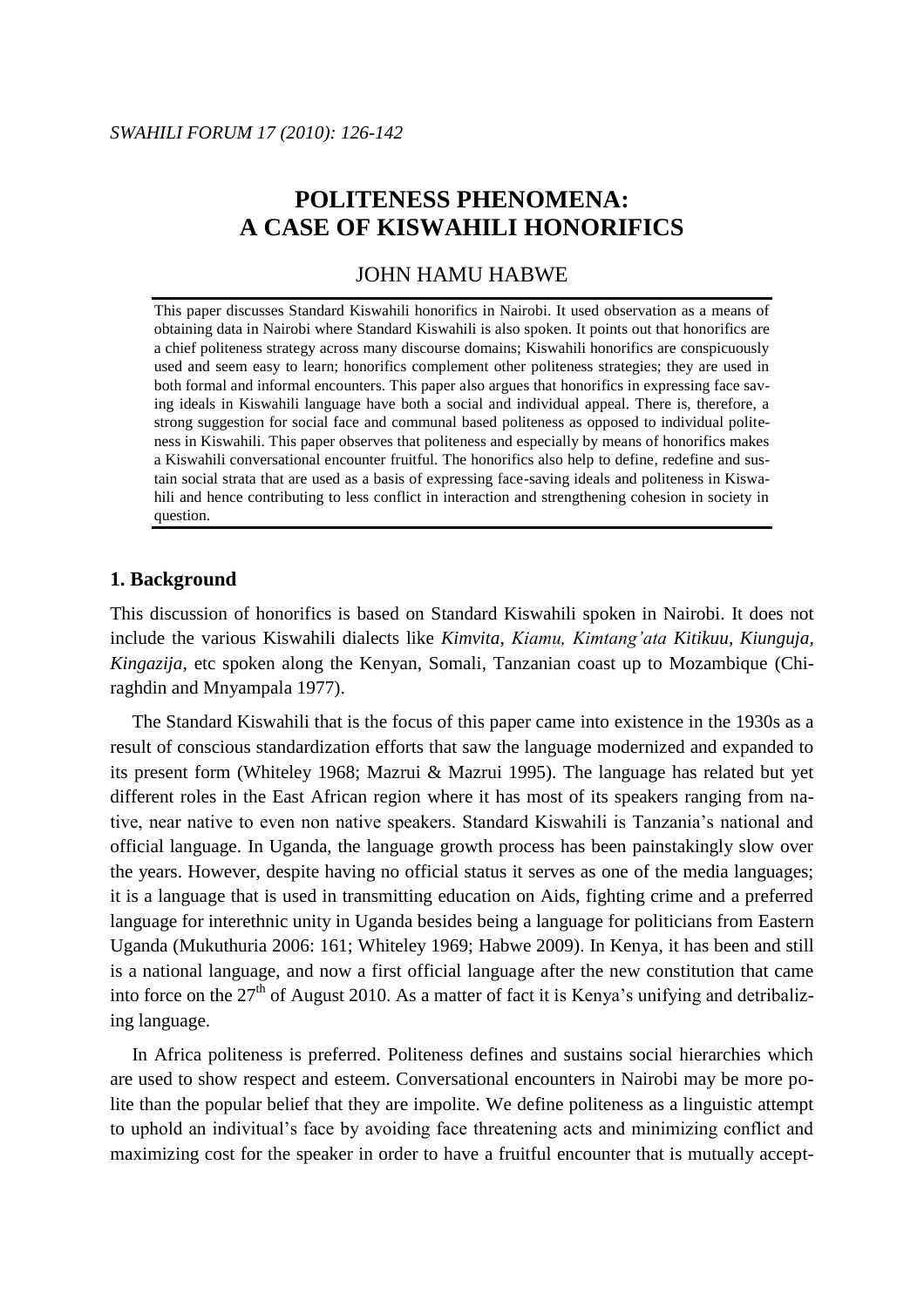# POLITENESS PHENOMENA: A CASE OF KISWAHILI HONORIFICS

JOHN HAMU HABWE

This paper discusses Standard Kiswahili honorifics in Nairobi. It used observation as a means of obtaining data in Nairobi where Standard Kiswahili is also spoken. It points out that honorifics are a chief politeness strategy across many discourse domains; Kiswahili honorifics are conspicuously used and seem easy to learn; honorifics complement other politeness strategies; they are used in both formal and informal encounters. This paper also argues that honorifics in expressing face saving ideals in Kiswahili language have both a social and individual appeal. There is, therefore, a strong suggestion for social face and communal based politeness as opposed to individual politeness in Kiswahili. This paper observes that politeness and especially by means of honorifics makes a Kiswahili conversational encounter fruitful. The honorifics also help to define, redefine and sustain social strata that are used as a basis of expressing face-saving ideals and politeness in Kiswahili and hence contributing to less conflict in interaction and strengthening cohesion in society in question.

## 1. Background

This discussion of honorifics is based on Standard Kiswahili spoken in Nairobi. It does not include the various Kiswahili dialects like *Kimvita, Kiamu, Kimtang'ata Kitikuu, Kiunguja, Kingazija*, etc spoken along the Kenyan, Somali, Tanzanian coast up to Mozambique (Chiraghdin and Mnyampala 1977).

The Standard Kiswahili that is the focus of this paper came into existence in the 1930s as a result of conscious standardization efforts that saw the language modernized and expanded to its present form (Whiteley 1968; Mazrui & Mazrui 1995). The language has related but yet different roles in the East African region where it has most of its speakers ranging from native, near native to even non native speakers. Standard Kiswahili is Tanzania's national and official language. In Uganda, the language growth process has been painstakingly slow over the years. However, despite having no official status it serves as one of the media languages; it is a language that is used in transmitting education on Aids, fighting crime and a preferred language for interethnic unity in Uganda besides being a language for politicians from Eastern Uganda (Mukuthuria 2006: 161; Whiteley 1969; Habwe 2009). In Kenya, it has been and still is a national language, and now a first official language after the new constitution that came into force on the 27th of August 2010. As a matter of fact it is Kenya's unifying and detribalizing language.

In Africa politeness is preferred. Politeness defines and sustains social hierarchies which are used to show respect and esteem. Conversational encounters in Nairobi may be more polite than the popular belief that they are impolite. We define politeness as a linguistic attempt to uphold an indivitual's face by avoiding face threatening acts and minimizing conflict and maximizing cost for the speaker in order to have a fruitful encounter that is mutually accept-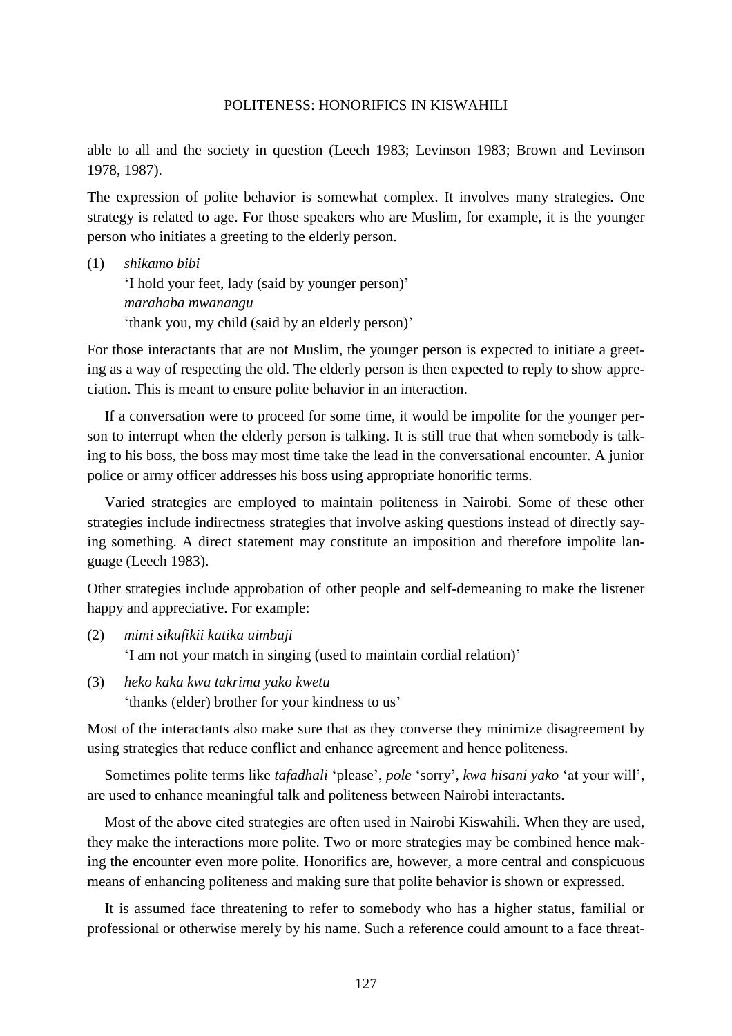able to all and the society in question (Leech 1983; Levinson 1983; Brown and Levinson 1978, 1987).

The expression of polite behavior is somewhat complex. It involves many strategies. One strategy is related to age. For those speakers who are Muslim, for example, it is the younger person who initiates a greeting to the elderly person.

(1) *shikamo bibi*
'I hold your feet, lady (said by younger person)'
*marahaba mwanangu*
'thank you, my child (said by an elderly person)'

For those interactants that are not Muslim, the younger person is expected to initiate a greeting as a way of respecting the old. The elderly person is then expected to reply to show appreciation. This is meant to ensure polite behavior in an interaction.

If a conversation were to proceed for some time, it would be impolite for the younger person to interrupt when the elderly person is talking. It is still true that when somebody is talking to his boss, the boss may most time take the lead in the conversational encounter. A junior police or army officer addresses his boss using appropriate honorific terms.

Varied strategies are employed to maintain politeness in Nairobi. Some of these other strategies include indirectness strategies that involve asking questions instead of directly saying something. A direct statement may constitute an imposition and therefore impolite language (Leech 1983).

Other strategies include approbation of other people and self-demeaning to make the listener happy and appreciative. For example:

(2) *mimi sikufikii katika uimbaji*
'I am not your match in singing (used to maintain cordial relation)'

(3) *heko kaka kwa takrima yako kwetu*
'thanks (elder) brother for your kindness to us'

Most of the interactants also make sure that as they converse they minimize disagreement by using strategies that reduce conflict and enhance agreement and hence politeness.

Sometimes polite terms like *tafadhali* 'please', *pole* 'sorry', *kwa hisani yako* 'at your will', are used to enhance meaningful talk and politeness between Nairobi interactants.

Most of the above cited strategies are often used in Nairobi Kiswahili. When they are used, they make the interactions more polite. Two or more strategies may be combined hence making the encounter even more polite. Honorifics are, however, a more central and conspicuous means of enhancing politeness and making sure that polite behavior is shown or expressed.

It is assumed face threatening to refer to somebody who has a higher status, familial or professional or otherwise merely by his name. Such a reference could amount to a face threat-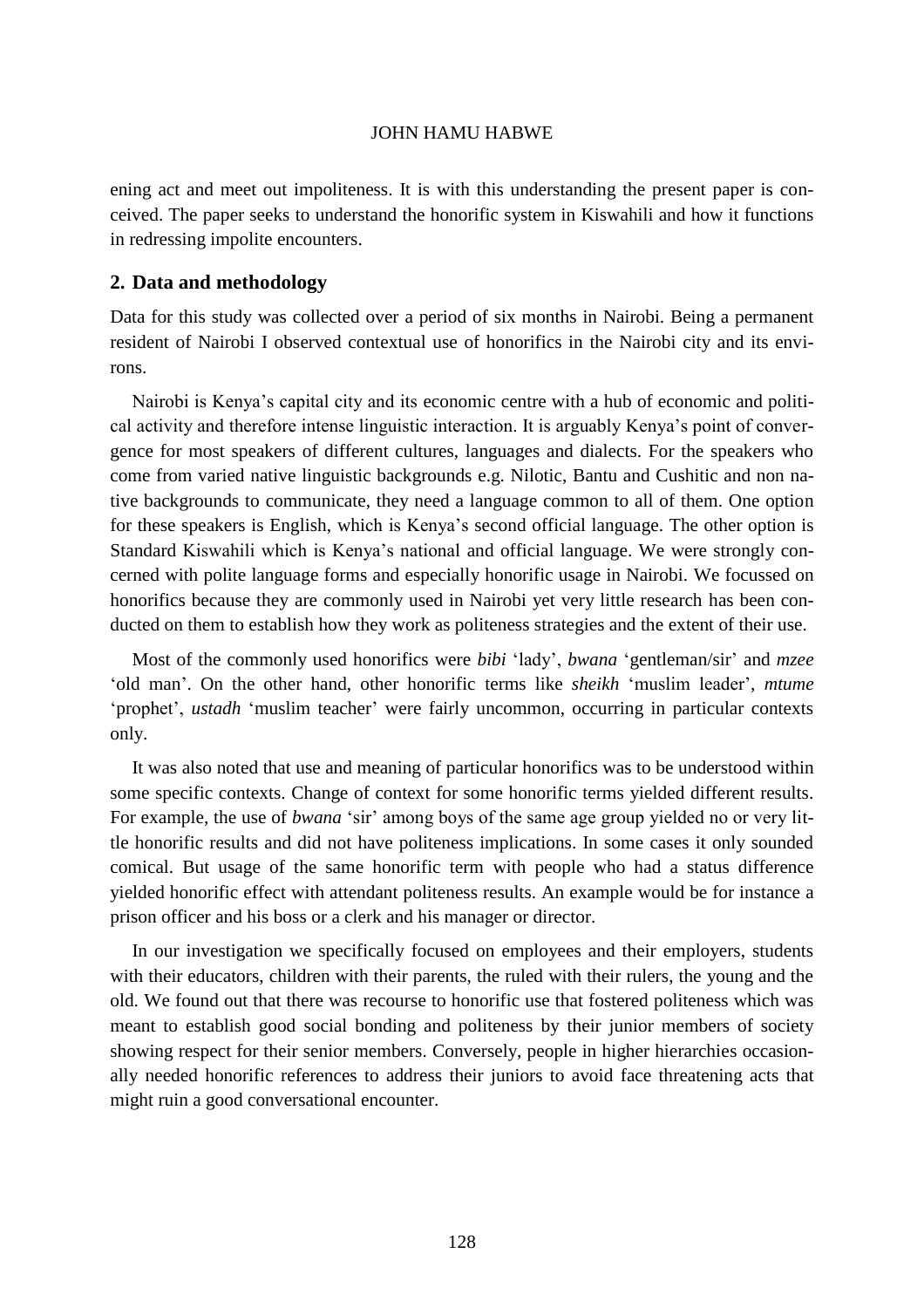ening act and meet out impoliteness. It is with this understanding the present paper is conceived. The paper seeks to understand the honorific system in Kiswahili and how it functions in redressing impolite encounters.

## 2. Data and methodology

Data for this study was collected over a period of six months in Nairobi. Being a permanent resident of Nairobi I observed contextual use of honorifics in the Nairobi city and its environs.

Nairobi is Kenya's capital city and its economic centre with a hub of economic and political activity and therefore intense linguistic interaction. It is arguably Kenya's point of convergence for most speakers of different cultures, languages and dialects. For the speakers who come from varied native linguistic backgrounds e.g. Nilotic, Bantu and Cushitic and non native backgrounds to communicate, they need a language common to all of them. One option for these speakers is English, which is Kenya's second official language. The other option is Standard Kiswahili which is Kenya's national and official language. We were strongly concerned with polite language forms and especially honorific usage in Nairobi. We focussed on honorifics because they are commonly used in Nairobi yet very little research has been conducted on them to establish how they work as politeness strategies and the extent of their use.

Most of the commonly used honorifics were *bibi* 'lady', *bwana* 'gentleman/sir' and *mzee* 'old man'. On the other hand, other honorific terms like *sheikh* 'muslim leader', *mtume* 'prophet', *ustadh* 'muslim teacher' were fairly uncommon, occurring in particular contexts only.

It was also noted that use and meaning of particular honorifics was to be understood within some specific contexts. Change of context for some honorific terms yielded different results. For example, the use of *bwana* 'sir' among boys of the same age group yielded no or very little honorific results and did not have politeness implications. In some cases it only sounded comical. But usage of the same honorific term with people who had a status difference yielded honorific effect with attendant politeness results. An example would be for instance a prison officer and his boss or a clerk and his manager or director.

In our investigation we specifically focused on employees and their employers, students with their educators, children with their parents, the ruled with their rulers, the young and the old. We found out that there was recourse to honorific use that fostered politeness which was meant to establish good social bonding and politeness by their junior members of society showing respect for their senior members. Conversely, people in higher hierarchies occasionally needed honorific references to address their juniors to avoid face threatening acts that might ruin a good conversational encounter.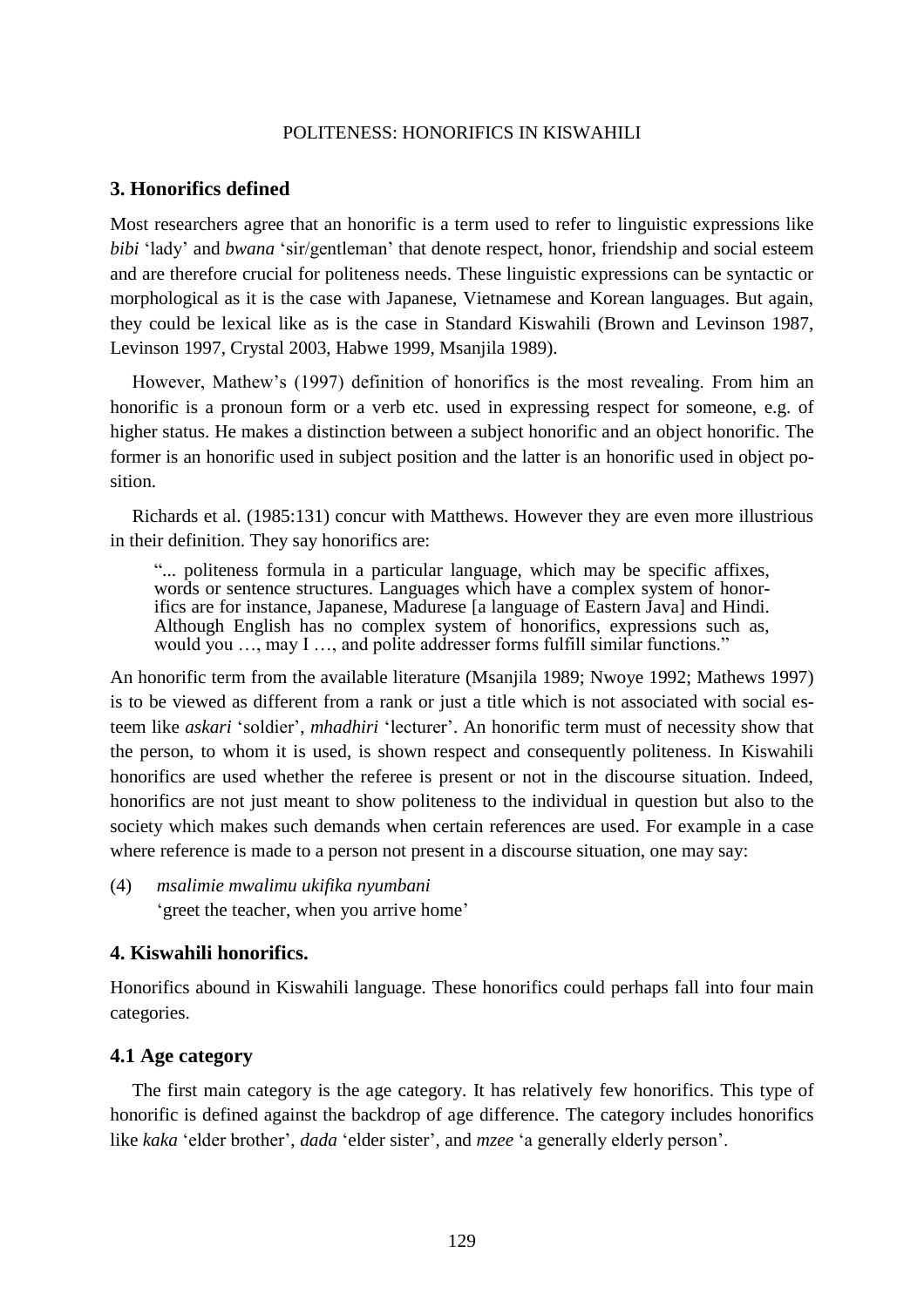## 3. Honorifics defined

Most researchers agree that an honorific is a term used to refer to linguistic expressions like *bibi* 'lady' and *bwana* 'sir/gentleman' that denote respect, honor, friendship and social esteem and are therefore crucial for politeness needs. These linguistic expressions can be syntactic or morphological as it is the case with Japanese, Vietnamese and Korean languages. But again, they could be lexical like as is the case in Standard Kiswahili (Brown and Levinson 1987, Levinson 1997, Crystal 2003, Habwe 1999, Msanjila 1989).

However, Mathew's (1997) definition of honorifics is the most revealing. From him an honorific is a pronoun form or a verb etc. used in expressing respect for someone, e.g. of higher status. He makes a distinction between a subject honorific and an object honorific. The former is an honorific used in subject position and the latter is an honorific used in object position.

Richards et al. (1985:131) concur with Matthews. However they are even more illustrious in their definition. They say honorifics are:

> "... politeness formula in a particular language, which may be specific affixes, words or sentence structures. Languages which have a complex system of honorifics are for instance, Japanese, Madurese [a language of Eastern Java] and Hindi. Although English has no complex system of honorifics, expressions such as, would you …, may I …, and polite addresser forms fulfill similar functions."

An honorific term from the available literature (Msanjila 1989; Nwoye 1992; Mathews 1997) is to be viewed as different from a rank or just a title which is not associated with social esteem like *askari* 'soldier', *mhadhiri* 'lecturer'. An honorific term must of necessity show that the person, to whom it is used, is shown respect and consequently politeness. In Kiswahili honorifics are used whether the referee is present or not in the discourse situation. Indeed, honorifics are not just meant to show politeness to the individual in question but also to the society which makes such demands when certain references are used. For example in a case where reference is made to a person not present in a discourse situation, one may say:

(4) *msalimie mwalimu ukifika nyumbani*
'greet the teacher, when you arrive home'

## 4. Kiswahili honorifics.

Honorifics abound in Kiswahili language. These honorifics could perhaps fall into four main categories.

### 4.1 Age category

The first main category is the age category. It has relatively few honorifics. This type of honorific is defined against the backdrop of age difference. The category includes honorifics like *kaka* 'elder brother', *dada* 'elder sister', and *mzee* 'a generally elderly person'.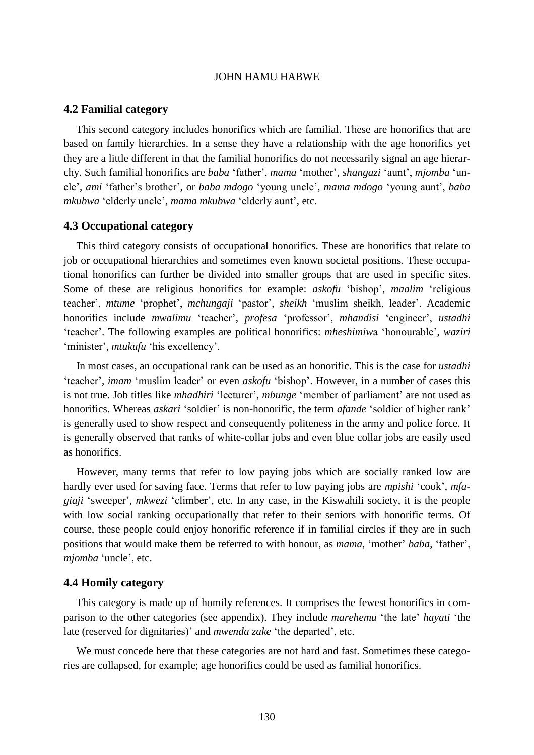### 4.2 Familial category

This second category includes honorifics which are familial. These are honorifics that are based on family hierarchies. In a sense they have a relationship with the age honorifics yet they are a little different in that the familial honorifics do not necessarily signal an age hierarchy. Such familial honorifics are *baba* 'father', *mama* 'mother', *shangazi* 'aunt', *mjomba* 'uncle', *ami* 'father's brother', or *baba mdogo* 'young uncle', *mama mdogo* 'young aunt', *baba mkubwa* 'elderly uncle', *mama mkubwa* 'elderly aunt', etc.

### 4.3 Occupational category

This third category consists of occupational honorifics. These are honorifics that relate to job or occupational hierarchies and sometimes even known societal positions. These occupational honorifics can further be divided into smaller groups that are used in specific sites. Some of these are religious honorifics for example: *askofu* 'bishop', *maalim* 'religious teacher', *mtume* 'prophet', *mchungaji* 'pastor', *sheikh* 'muslim sheikh, leader'. Academic honorifics include *mwalimu* 'teacher', *profesa* 'professor', *mhandisi* 'engineer', *ustadhi* 'teacher'. The following examples are political honorifics: *mheshimiwa* 'honourable', *waziri* 'minister', *mtukufu* 'his excellency'.

In most cases, an occupational rank can be used as an honorific. This is the case for *ustadhi* 'teacher', *imam* 'muslim leader' or even *askofu* 'bishop'. However, in a number of cases this is not true. Job titles like *mhadhiri* 'lecturer', *mbunge* 'member of parliament' are not used as honorifics. Whereas *askari* 'soldier' is non-honorific, the term *afande* 'soldier of higher rank' is generally used to show respect and consequently politeness in the army and police force. It is generally observed that ranks of white-collar jobs and even blue collar jobs are easily used as honorifics.

However, many terms that refer to low paying jobs which are socially ranked low are hardly ever used for saving face. Terms that refer to low paying jobs are *mpishi* 'cook', *mfagiaji* 'sweeper', *mkwezi* 'climber', etc. In any case, in the Kiswahili society, it is the people with low social ranking occupationally that refer to their seniors with honorific terms. Of course, these people could enjoy honorific reference if in familial circles if they are in such positions that would make them be referred to with honour, as *mama*, 'mother' *baba*, 'father', *mjomba* 'uncle', etc.

### 4.4 Homily category

This category is made up of homily references. It comprises the fewest honorifics in comparison to the other categories (see appendix). They include *marehemu* 'the late' *hayati* 'the late (reserved for dignitaries)' and *mwenda zake* 'the departed', etc.

We must concede here that these categories are not hard and fast. Sometimes these categories are collapsed, for example; age honorifics could be used as familial honorifics.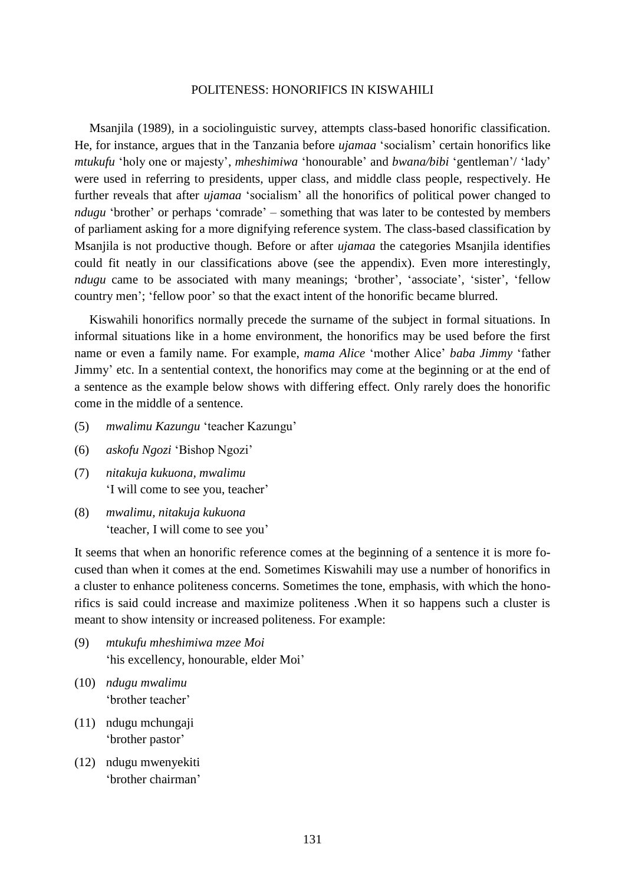Msanjila (1989), in a sociolinguistic survey, attempts class-based honorific classification. He, for instance, argues that in the Tanzania before *ujamaa* 'socialism' certain honorifics like *mtukufu* 'holy one or majesty', *mheshimiwa* 'honourable' and *bwana/bibi* 'gentleman'/ 'lady' were used in referring to presidents, upper class, and middle class people, respectively. He further reveals that after *ujamaa* 'socialism' all the honorifics of political power changed to *ndugu* 'brother' or perhaps 'comrade' – something that was later to be contested by members of parliament asking for a more dignifying reference system. The class-based classification by Msanjila is not productive though. Before or after *ujamaa* the categories Msanjila identifies could fit neatly in our classifications above (see the appendix). Even more interestingly, *ndugu* came to be associated with many meanings; 'brother', 'associate', 'sister', 'fellow country men'; 'fellow poor' so that the exact intent of the honorific became blurred.

Kiswahili honorifics normally precede the surname of the subject in formal situations. In informal situations like in a home environment, the honorifics may be used before the first name or even a family name. For example, *mama Alice* 'mother Alice' *baba Jimmy* 'father Jimmy' etc. In a sentential context, the honorifics may come at the beginning or at the end of a sentence as the example below shows with differing effect. Only rarely does the honorific come in the middle of a sentence.

(5) *mwalimu Kazungu* 'teacher Kazungu'

(6) *askofu Ngozi* 'Bishop Ngozi'

(7) *nitakuja kukuona, mwalimu*
'I will come to see you, teacher'

(8) *mwalimu, nitakuja kukuona*
'teacher, I will come to see you'

It seems that when an honorific reference comes at the beginning of a sentence it is more focused than when it comes at the end. Sometimes Kiswahili may use a number of honorifics in a cluster to enhance politeness concerns. Sometimes the tone, emphasis, with which the honorifics is said could increase and maximize politeness .When it so happens such a cluster is meant to show intensity or increased politeness. For example:

(9) *mtukufu mheshimiwa mzee Moi*
'his excellency, honourable, elder Moi'

(10) *ndugu mwalimu*
'brother teacher'

(11) ndugu mchungaji
'brother pastor'

(12) ndugu mwenyekiti
'brother chairman'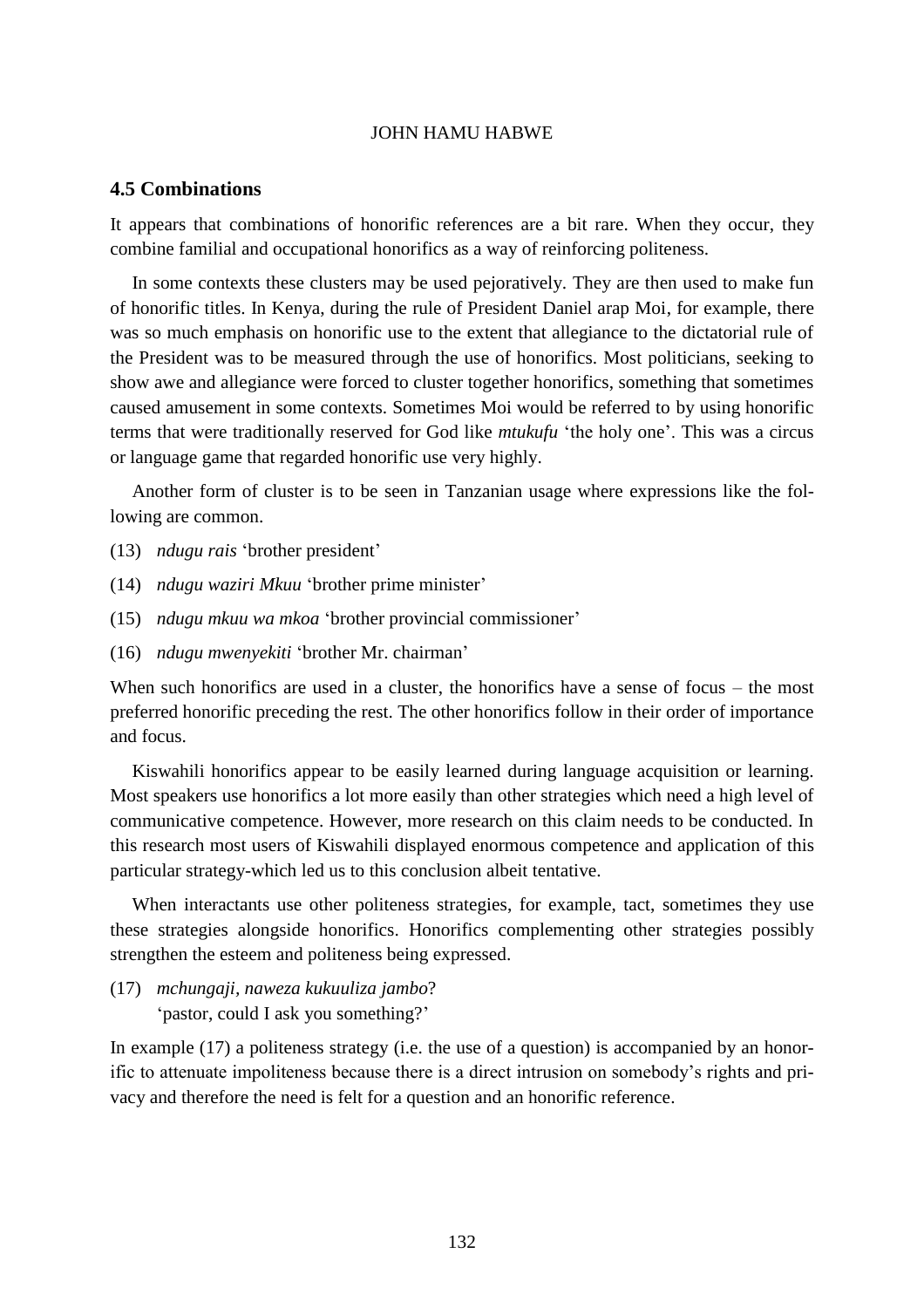## 4.5 Combinations

It appears that combinations of honorific references are a bit rare. When they occur, they combine familial and occupational honorifics as a way of reinforcing politeness.

In some contexts these clusters may be used pejoratively. They are then used to make fun of honorific titles. In Kenya, during the rule of President Daniel arap Moi, for example, there was so much emphasis on honorific use to the extent that allegiance to the dictatorial rule of the President was to be measured through the use of honorifics. Most politicians, seeking to show awe and allegiance were forced to cluster together honorifics, something that sometimes caused amusement in some contexts. Sometimes Moi would be referred to by using honorific terms that were traditionally reserved for God like *mtukufu* 'the holy one'. This was a circus or language game that regarded honorific use very highly.

Another form of cluster is to be seen in Tanzanian usage where expressions like the following are common.

(13) *ndugu rais* 'brother president'

(14) *ndugu waziri Mkuu* 'brother prime minister'

(15) *ndugu mkuu wa mkoa* 'brother provincial commissioner'

(16) *ndugu mwenyekiti* 'brother Mr. chairman'

When such honorifics are used in a cluster, the honorifics have a sense of focus – the most preferred honorific preceding the rest. The other honorifics follow in their order of importance and focus.

Kiswahili honorifics appear to be easily learned during language acquisition or learning. Most speakers use honorifics a lot more easily than other strategies which need a high level of communicative competence. However, more research on this claim needs to be conducted. In this research most users of Kiswahili displayed enormous competence and application of this particular strategy-which led us to this conclusion albeit tentative.

When interactants use other politeness strategies, for example, tact, sometimes they use these strategies alongside honorifics. Honorifics complementing other strategies possibly strengthen the esteem and politeness being expressed.

(17) *mchungaji, naweza kukuuliza jambo*?
'pastor, could I ask you something?'

In example (17) a politeness strategy (i.e. the use of a question) is accompanied by an honorific to attenuate impoliteness because there is a direct intrusion on somebody's rights and privacy and therefore the need is felt for a question and an honorific reference.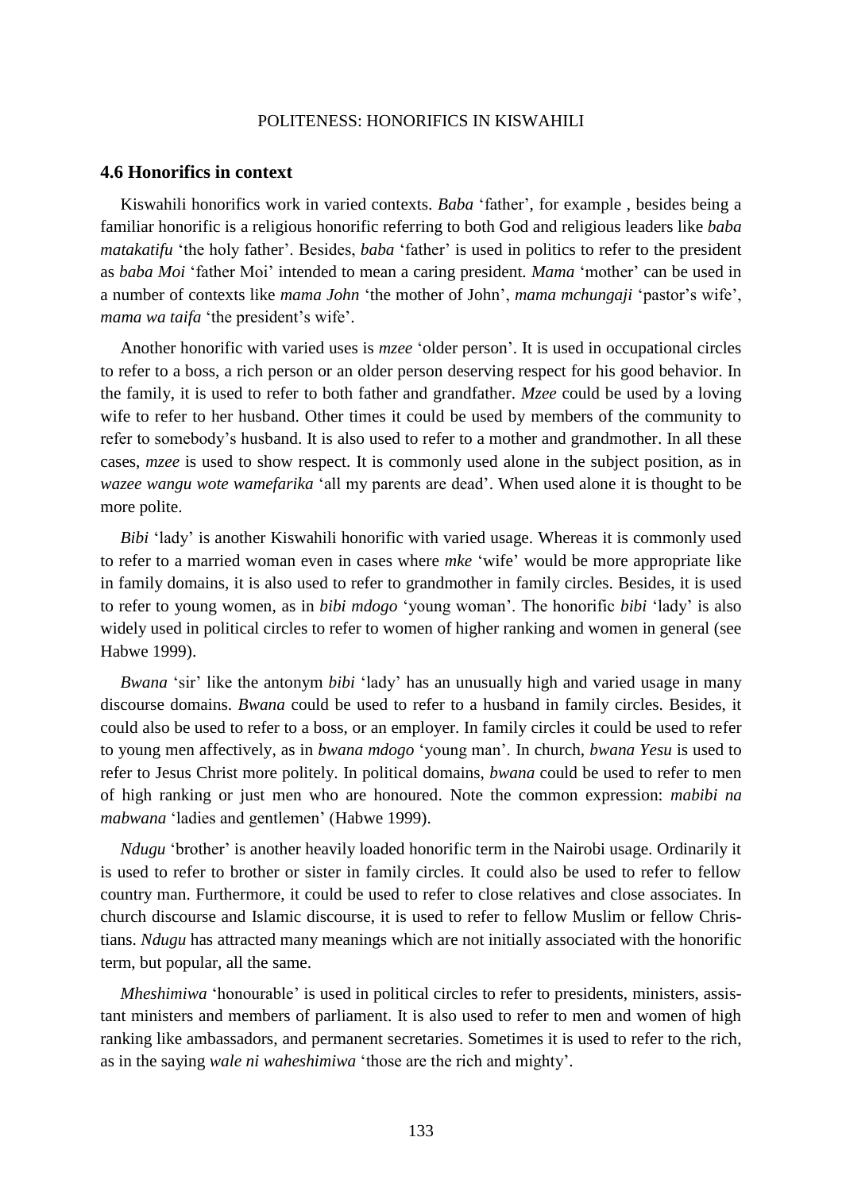## 4.6 Honorifics in context

Kiswahili honorifics work in varied contexts. *Baba* 'father', for example , besides being a familiar honorific is a religious honorific referring to both God and religious leaders like *baba matakatifu* 'the holy father'. Besides, *baba* 'father' is used in politics to refer to the president as *baba Moi* 'father Moi' intended to mean a caring president. *Mama* 'mother' can be used in a number of contexts like *mama John* 'the mother of John', *mama mchungaji* 'pastor's wife', *mama wa taifa* 'the president's wife'.

Another honorific with varied uses is *mzee* 'older person'. It is used in occupational circles to refer to a boss, a rich person or an older person deserving respect for his good behavior. In the family, it is used to refer to both father and grandfather. *Mzee* could be used by a loving wife to refer to her husband. Other times it could be used by members of the community to refer to somebody's husband. It is also used to refer to a mother and grandmother. In all these cases, *mzee* is used to show respect. It is commonly used alone in the subject position, as in *wazee wangu wote wamefarika* 'all my parents are dead'. When used alone it is thought to be more polite.

*Bibi* 'lady' is another Kiswahili honorific with varied usage. Whereas it is commonly used to refer to a married woman even in cases where *mke* 'wife' would be more appropriate like in family domains, it is also used to refer to grandmother in family circles. Besides, it is used to refer to young women, as in *bibi mdogo* 'young woman'. The honorific *bibi* 'lady' is also widely used in political circles to refer to women of higher ranking and women in general (see Habwe 1999).

*Bwana* 'sir' like the antonym *bibi* 'lady' has an unusually high and varied usage in many discourse domains. *Bwana* could be used to refer to a husband in family circles. Besides, it could also be used to refer to a boss, or an employer. In family circles it could be used to refer to young men affectively, as in *bwana mdogo* 'young man'. In church, *bwana Yesu* is used to refer to Jesus Christ more politely. In political domains, *bwana* could be used to refer to men of high ranking or just men who are honoured. Note the common expression: *mabibi na mabwana* 'ladies and gentlemen' (Habwe 1999).

*Ndugu* 'brother' is another heavily loaded honorific term in the Nairobi usage. Ordinarily it is used to refer to brother or sister in family circles. It could also be used to refer to fellow country man. Furthermore, it could be used to refer to close relatives and close associates. In church discourse and Islamic discourse, it is used to refer to fellow Muslim or fellow Christians. *Ndugu* has attracted many meanings which are not initially associated with the honorific term, but popular, all the same.

*Mheshimiwa* 'honourable' is used in political circles to refer to presidents, ministers, assistant ministers and members of parliament. It is also used to refer to men and women of high ranking like ambassadors, and permanent secretaries. Sometimes it is used to refer to the rich, as in the saying *wale ni waheshimiwa* 'those are the rich and mighty'.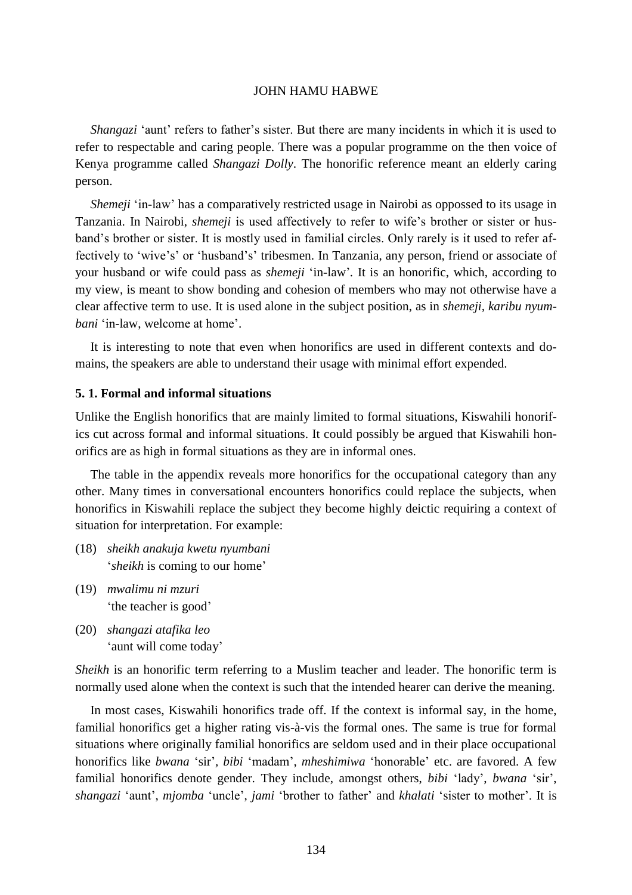*Shangazi* 'aunt' refers to father's sister. But there are many incidents in which it is used to refer to respectable and caring people. There was a popular programme on the then voice of Kenya programme called *Shangazi Dolly*. The honorific reference meant an elderly caring person.

*Shemeji* 'in-law' has a comparatively restricted usage in Nairobi as oppossed to its usage in Tanzania. In Nairobi, *shemeji* is used affectively to refer to wife's brother or sister or husband's brother or sister. It is mostly used in familial circles. Only rarely is it used to refer affectively to 'wive's' or 'husband's' tribesmen. In Tanzania, any person, friend or associate of your husband or wife could pass as *shemeji* 'in-law'. It is an honorific, which, according to my view, is meant to show bonding and cohesion of members who may not otherwise have a clear affective term to use. It is used alone in the subject position, as in *shemeji, karibu nyumbani* 'in-law, welcome at home'.

It is interesting to note that even when honorifics are used in different contexts and domains, the speakers are able to understand their usage with minimal effort expended.

**5. 1. Formal and informal situations**

Unlike the English honorifics that are mainly limited to formal situations, Kiswahili honorifics cut across formal and informal situations. It could possibly be argued that Kiswahili honorifics are as high in formal situations as they are in informal ones.

The table in the appendix reveals more honorifics for the occupational category than any other. Many times in conversational encounters honorifics could replace the subjects, when honorifics in Kiswahili replace the subject they become highly deictic requiring a context of situation for interpretation. For example:

(18) *sheikh anakuja kwetu nyumbani*
'*sheikh* is coming to our home'

(19) *mwalimu ni mzuri*
'the teacher is good'

(20) *shangazi atafika leo*
'aunt will come today'

*Sheikh* is an honorific term referring to a Muslim teacher and leader. The honorific term is normally used alone when the context is such that the intended hearer can derive the meaning.

In most cases, Kiswahili honorifics trade off. If the context is informal say, in the home, familial honorifics get a higher rating vis-à-vis the formal ones. The same is true for formal situations where originally familial honorifics are seldom used and in their place occupational honorifics like *bwana* 'sir', *bibi* 'madam', *mheshimiwa* 'honorable' etc. are favored. A few familial honorifics denote gender. They include, amongst others, *bibi* 'lady', *bwana* 'sir', *shangazi* 'aunt', *mjomba* 'uncle', *jami* 'brother to father' and *khalati* 'sister to mother'. It is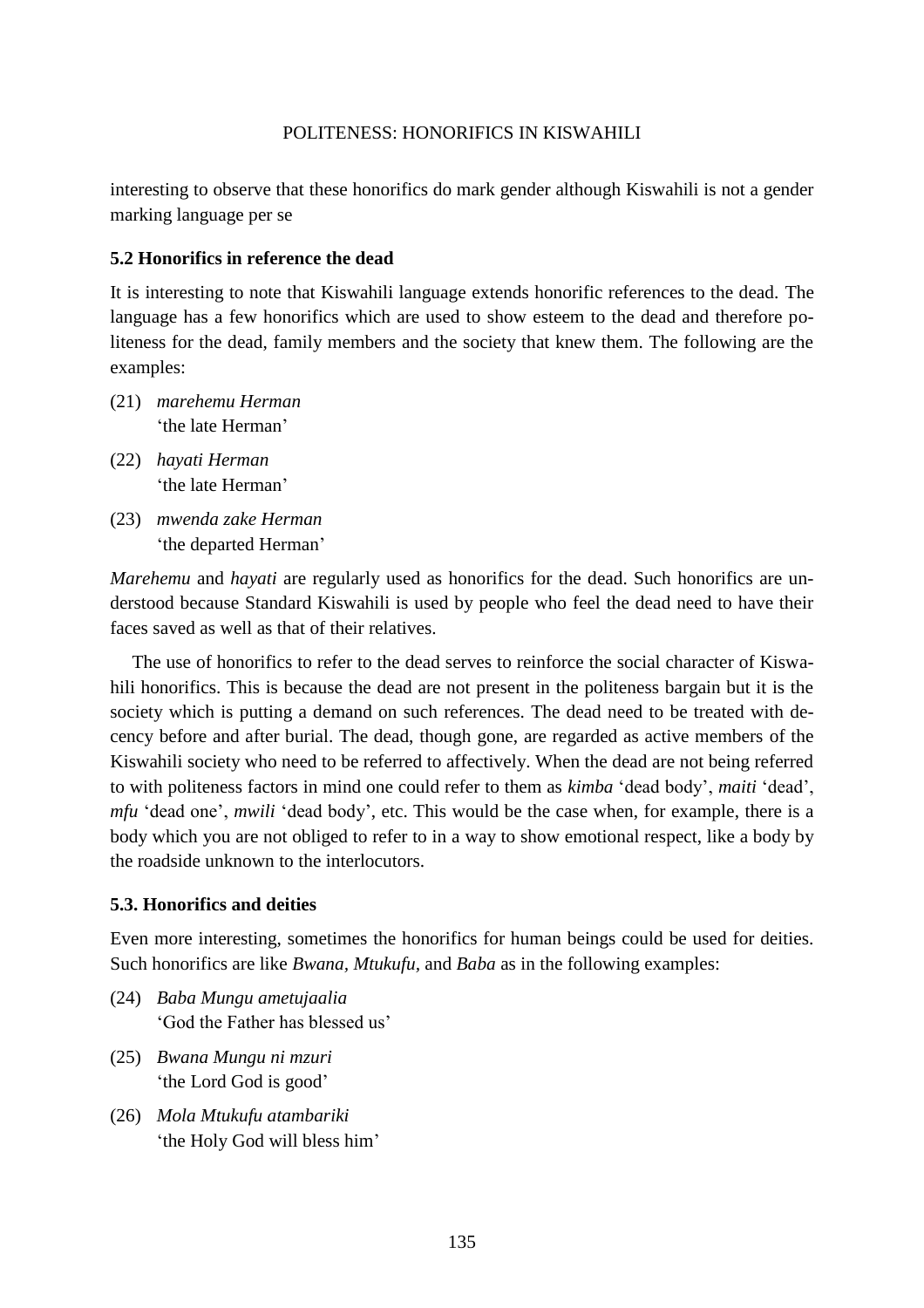interesting to observe that these honorifics do mark gender although Kiswahili is not a gender marking language per se

### 5.2 Honorifics in reference the dead

It is interesting to note that Kiswahili language extends honorific references to the dead. The language has a few honorifics which are used to show esteem to the dead and therefore politeness for the dead, family members and the society that knew them. The following are the examples:

(21) *marehemu Herman*
'the late Herman'

(22) *hayati Herman*
'the late Herman'

(23) *mwenda zake Herman*
'the departed Herman'

*Marehemu* and *hayati* are regularly used as honorifics for the dead. Such honorifics are understood because Standard Kiswahili is used by people who feel the dead need to have their faces saved as well as that of their relatives.

The use of honorifics to refer to the dead serves to reinforce the social character of Kiswahili honorifics. This is because the dead are not present in the politeness bargain but it is the society which is putting a demand on such references. The dead need to be treated with decency before and after burial. The dead, though gone, are regarded as active members of the Kiswahili society who need to be referred to affectively. When the dead are not being referred to with politeness factors in mind one could refer to them as *kimba* 'dead body', *maiti* 'dead', *mfu* 'dead one', *mwili* 'dead body', etc. This would be the case when, for example, there is a body which you are not obliged to refer to in a way to show emotional respect, like a body by the roadside unknown to the interlocutors.

### 5.3. Honorifics and deities

Even more interesting, sometimes the honorifics for human beings could be used for deities. Such honorifics are like *Bwana, Mtukufu,* and *Baba* as in the following examples:

(24) *Baba Mungu ametujaalia*
'God the Father has blessed us'

(25) *Bwana Mungu ni mzuri*
'the Lord God is good'

(26) *Mola Mtukufu atambariki*
'the Holy God will bless him'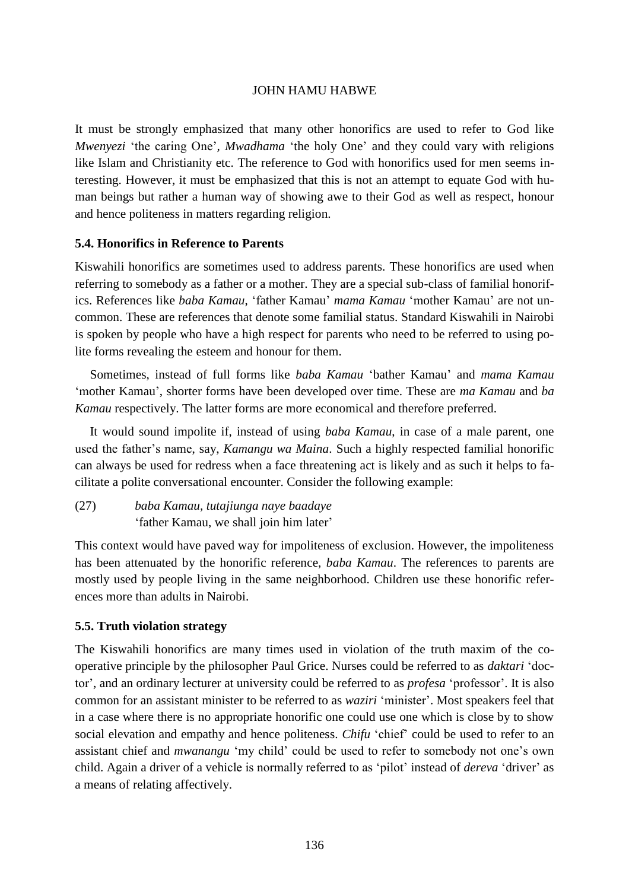It must be strongly emphasized that many other honorifics are used to refer to God like *Mwenyezi* 'the caring One', *Mwadhama* 'the holy One' and they could vary with religions like Islam and Christianity etc. The reference to God with honorifics used for men seems interesting. However, it must be emphasized that this is not an attempt to equate God with human beings but rather a human way of showing awe to their God as well as respect, honour and hence politeness in matters regarding religion.

### 5.4. Honorifics in Reference to Parents

Kiswahili honorifics are sometimes used to address parents. These honorifics are used when referring to somebody as a father or a mother. They are a special sub-class of familial honorifics. References like *baba Kamau*, 'father Kamau' *mama Kamau* 'mother Kamau' are not uncommon. These are references that denote some familial status. Standard Kiswahili in Nairobi is spoken by people who have a high respect for parents who need to be referred to using polite forms revealing the esteem and honour for them.

Sometimes, instead of full forms like *baba Kamau* 'bather Kamau' and *mama Kamau* 'mother Kamau', shorter forms have been developed over time. These are *ma Kamau* and *ba Kamau* respectively. The latter forms are more economical and therefore preferred.

It would sound impolite if, instead of using *baba Kamau*, in case of a male parent, one used the father's name, say, *Kamangu wa Maina*. Such a highly respected familial honorific can always be used for redress when a face threatening act is likely and as such it helps to facilitate a polite conversational encounter. Consider the following example:

(27) *baba Kamau, tutajiunga naye baadaye*
'father Kamau, we shall join him later'

This context would have paved way for impoliteness of exclusion. However, the impoliteness has been attenuated by the honorific reference, *baba Kamau*. The references to parents are mostly used by people living in the same neighborhood. Children use these honorific references more than adults in Nairobi.

### 5.5. Truth violation strategy

The Kiswahili honorifics are many times used in violation of the truth maxim of the cooperative principle by the philosopher Paul Grice. Nurses could be referred to as *daktari* 'doctor', and an ordinary lecturer at university could be referred to as *profesa* 'professor'. It is also common for an assistant minister to be referred to as *waziri* 'minister'. Most speakers feel that in a case where there is no appropriate honorific one could use one which is close by to show social elevation and empathy and hence politeness. *Chifu* 'chief' could be used to refer to an assistant chief and *mwanangu* 'my child' could be used to refer to somebody not one's own child. Again a driver of a vehicle is normally referred to as 'pilot' instead of *dereva* 'driver' as a means of relating affectively.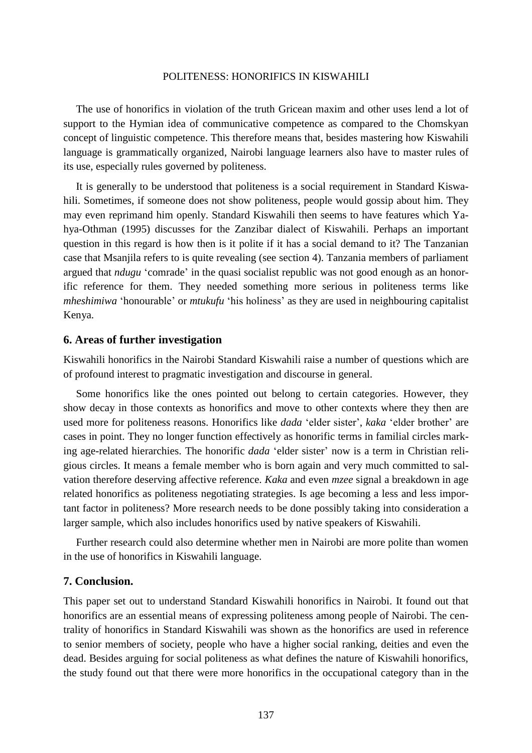The use of honorifics in violation of the truth Gricean maxim and other uses lend a lot of support to the Hymian idea of communicative competence as compared to the Chomskyan concept of linguistic competence. This therefore means that, besides mastering how Kiswahili language is grammatically organized, Nairobi language learners also have to master rules of its use, especially rules governed by politeness.

It is generally to be understood that politeness is a social requirement in Standard Kiswahili. Sometimes, if someone does not show politeness, people would gossip about him. They may even reprimand him openly. Standard Kiswahili then seems to have features which Yahya-Othman (1995) discusses for the Zanzibar dialect of Kiswahili. Perhaps an important question in this regard is how then is it polite if it has a social demand to it? The Tanzanian case that Msanjila refers to is quite revealing (see section 4). Tanzania members of parliament argued that *ndugu* 'comrade' in the quasi socialist republic was not good enough as an honorific reference for them. They needed something more serious in politeness terms like *mheshimiwa* 'honourable' or *mtukufu* 'his holiness' as they are used in neighbouring capitalist Kenya.

## 6. Areas of further investigation

Kiswahili honorifics in the Nairobi Standard Kiswahili raise a number of questions which are of profound interest to pragmatic investigation and discourse in general.

Some honorifics like the ones pointed out belong to certain categories. However, they show decay in those contexts as honorifics and move to other contexts where they then are used more for politeness reasons. Honorifics like *dada* 'elder sister', *kaka* 'elder brother' are cases in point. They no longer function effectively as honorific terms in familial circles marking age-related hierarchies. The honorific *dada* 'elder sister' now is a term in Christian religious circles. It means a female member who is born again and very much committed to salvation therefore deserving affective reference. *Kaka* and even *mzee* signal a breakdown in age related honorifics as politeness negotiating strategies. Is age becoming a less and less important factor in politeness? More research needs to be done possibly taking into consideration a larger sample, which also includes honorifics used by native speakers of Kiswahili.

Further research could also determine whether men in Nairobi are more polite than women in the use of honorifics in Kiswahili language.

## 7. Conclusion.

This paper set out to understand Standard Kiswahili honorifics in Nairobi. It found out that honorifics are an essential means of expressing politeness among people of Nairobi. The centrality of honorifics in Standard Kiswahili was shown as the honorifics are used in reference to senior members of society, people who have a higher social ranking, deities and even the dead. Besides arguing for social politeness as what defines the nature of Kiswahili honorifics, the study found out that there were more honorifics in the occupational category than in the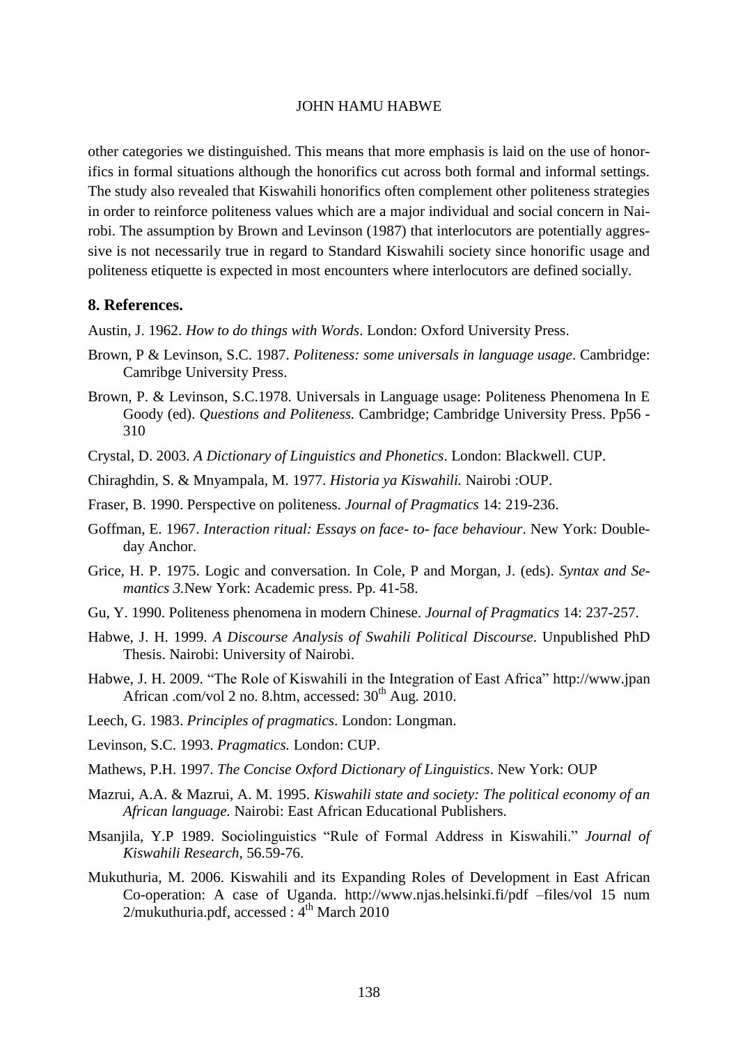other categories we distinguished. This means that more emphasis is laid on the use of honorifics in formal situations although the honorifics cut across both formal and informal settings. The study also revealed that Kiswahili honorifics often complement other politeness strategies in order to reinforce politeness values which are a major individual and social concern in Nairobi. The assumption by Brown and Levinson (1987) that interlocutors are potentially aggressive is not necessarily true in regard to Standard Kiswahili society since honorific usage and politeness etiquette is expected in most encounters where interlocutors are defined socially.

## 8. References.

Austin, J. 1962. *How to do things with Words*. London: Oxford University Press.

Brown, P & Levinson, S.C. 1987. *Politeness: some universals in language usage*. Cambridge: Camribge University Press.

Brown, P. & Levinson, S.C.1978. Universals in Language usage: Politeness Phenomena In E Goody (ed). *Questions and Politeness.* Cambridge; Cambridge University Press. Pp56 - 310

Crystal, D. 2003. *A Dictionary of Linguistics and Phonetics*. London: Blackwell. CUP.

Chiraghdin, S. & Mnyampala, M. 1977. *Historia ya Kiswahili.* Nairobi :OUP.

Fraser, B. 1990. Perspective on politeness. *Journal of Pragmatics* 14: 219-236.

Goffman, E. 1967. *Interaction ritual: Essays on face- to- face behaviour*. New York: Doubleday Anchor.

Grice, H. P. 1975. Logic and conversation. In Cole, P and Morgan, J. (eds). *Syntax and Semantics 3.*New York: Academic press. Pp. 41-58.

Gu, Y. 1990. Politeness phenomena in modern Chinese. *Journal of Pragmatics* 14: 237-257.

Habwe, J. H. 1999. *A Discourse Analysis of Swahili Political Discourse*. Unpublished PhD Thesis. Nairobi: University of Nairobi.

Habwe, J. H. 2009. "The Role of Kiswahili in the Integration of East Africa" http://www.jpan African .com/vol 2 no. 8.htm, accessed: 30th Aug. 2010.

Leech, G. 1983. *Principles of pragmatics*. London: Longman.

Levinson, S.C. 1993. *Pragmatics.* London: CUP.

Mathews, P.H. 1997. *The Concise Oxford Dictionary of Linguistics*. New York: OUP

Mazrui, A.A. & Mazrui, A. M. 1995. *Kiswahili state and society: The political economy of an African language.* Nairobi: East African Educational Publishers.

Msanjila, Y.P 1989. Sociolinguistics "Rule of Formal Address in Kiswahili." *Journal of Kiswahili Research*, 56.59-76.

Mukuthuria, M. 2006. Kiswahili and its Expanding Roles of Development in East African Co-operation: A case of Uganda. http://www.njas.helsinki.fi/pdf –files/vol 15 num 2/mukuthuria.pdf, accessed : 4th March 2010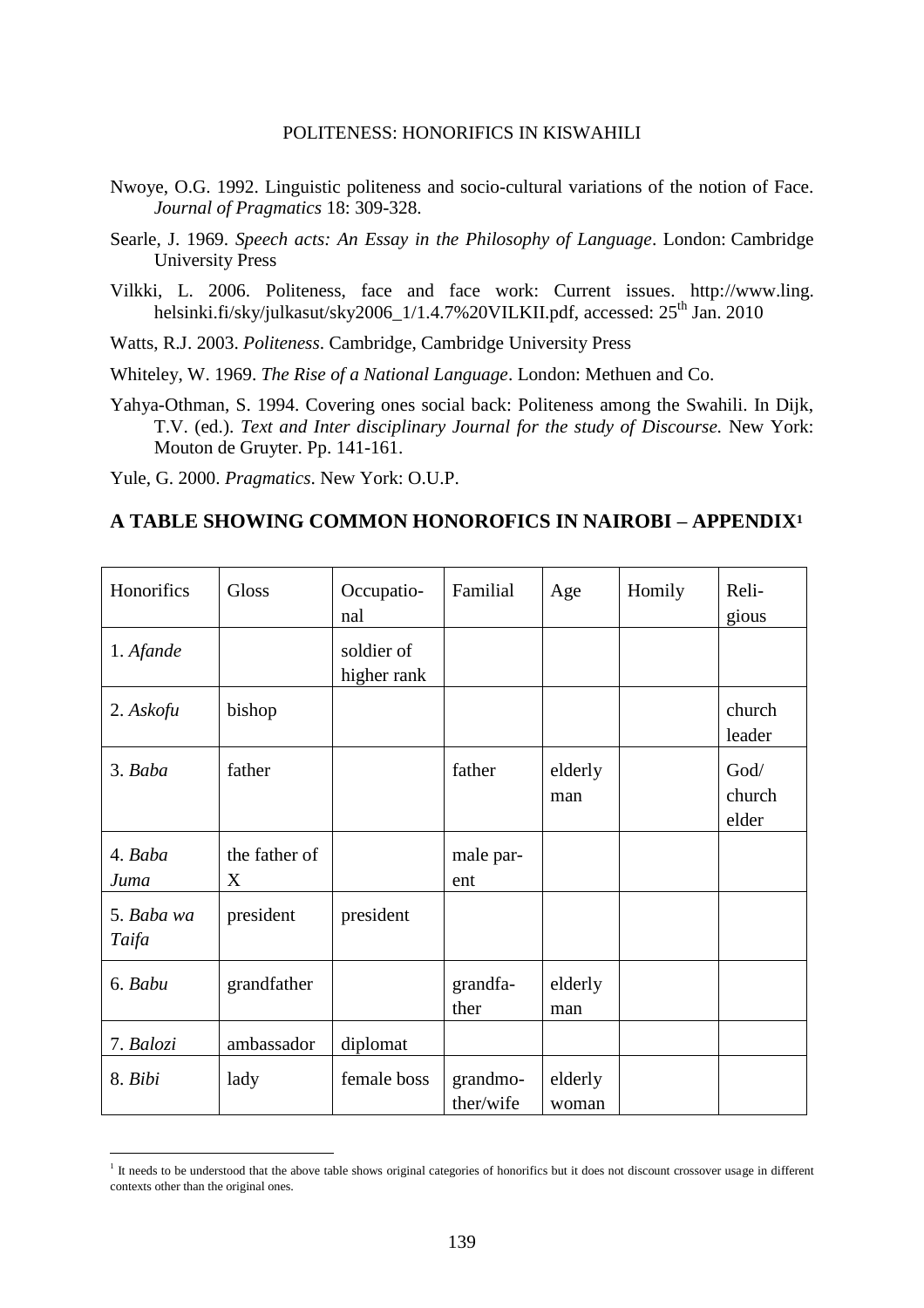Nwoye, O.G. 1992. Linguistic politeness and socio-cultural variations of the notion of Face. *Journal of Pragmatics* 18: 309-328.

Searle, J. 1969. *Speech acts: An Essay in the Philosophy of Language*. London: Cambridge University Press

Vilkki, L. 2006. Politeness, face and face work: Current issues. http://www.ling.helsinki.fi/sky/julkasut/sky2006_1/1.4.7%20VILKII.pdf, accessed: 25th Jan. 2010

Watts, R.J. 2003. *Politeness*. Cambridge, Cambridge University Press

Whiteley, W. 1969. *The Rise of a National Language*. London: Methuen and Co.

Yahya-Othman, S. 1994. Covering ones social back: Politeness among the Swahili. In Dijk, T.V. (ed.). *Text and Inter disciplinary Journal for the study of Discourse.* New York: Mouton de Gruyter. Pp. 141-161.

Yule, G. 2000. *Pragmatics*. New York: O.U.P.

## A TABLE SHOWING COMMON HONOROFICS IN NAIROBI – APPENDIX[1]

| Honorifics | Gloss | Occupational | Familial | Age | Homily | Religious |
|---|---|---|---|---|---|---|
| 1. *Afande* | | soldier of higher rank | | | | |
| 2. *Askofu* | bishop | | | | | church leader |
| 3. *Baba* | father | | father | elderly man | | God/ church elder |
| 4. *Baba Juma* | the father of X | | male parent | | | |
| 5. *Baba wa Taifa* | president | president | | | | |
| 6. *Babu* | grandfather | | grandfather | elderly man | | |
| 7. *Balozi* | ambassador | diplomat | | | | |
| 8. *Bibi* | lady | female boss | grandmother/wife | elderly woman | | |

[1] It needs to be understood that the above table shows original categories of honorifics but it does not discount crossover usage in different contexts other than the original ones.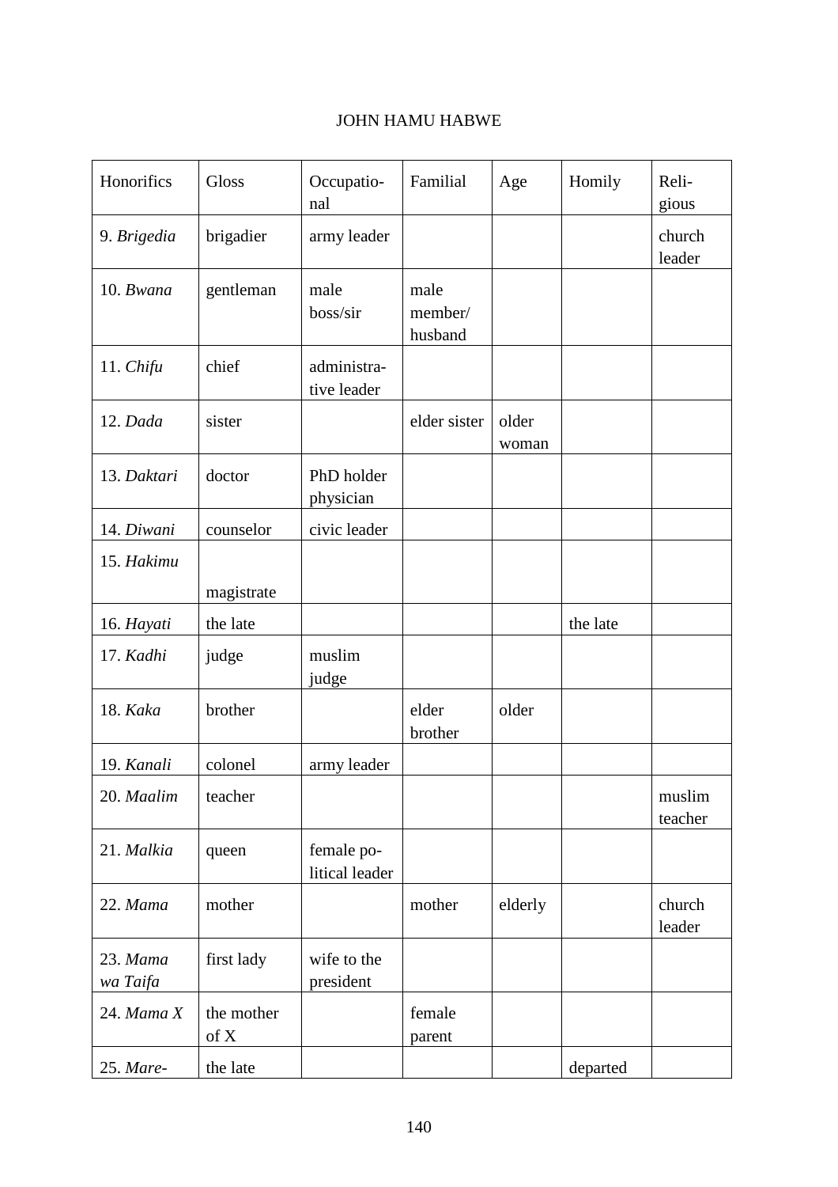| Honorifics | Gloss | Occupational | Familial | Age | Homily | Religious |
|---|---|---|---|---|---|---|
| 9. *Brigedia* | brigadier | army leader | | | | church leader |
| 10. *Bwana* | gentleman | male boss/sir | male member/ husband | | | |
| 11. *Chifu* | chief | administrative leader | | | | |
| 12. *Dada* | sister | | elder sister | older woman | | |
| 13. *Daktari* | doctor | PhD holder physician | | | | |
| 14. *Diwani* | counselor | civic leader | | | | |
| 15. *Hakimu* | magistrate | | | | | |
| 16. *Hayati* | the late | | | | the late | |
| 17. *Kadhi* | judge | muslim judge | | | | |
| 18. *Kaka* | brother | | elder brother | older | | |
| 19. *Kanali* | colonel | army leader | | | | |
| 20. *Maalim* | teacher | | | | | muslim teacher |
| 21. *Malkia* | queen | female political leader | | | | |
| 22. *Mama* | mother | | mother | elderly | | church leader |
| 23. *Mama wa Taifa* | first lady | wife to the president | | | | |
| 24. *Mama X* | the mother of X | | female parent | | | |
| 25. *Mare-* | the late | | | | departed | |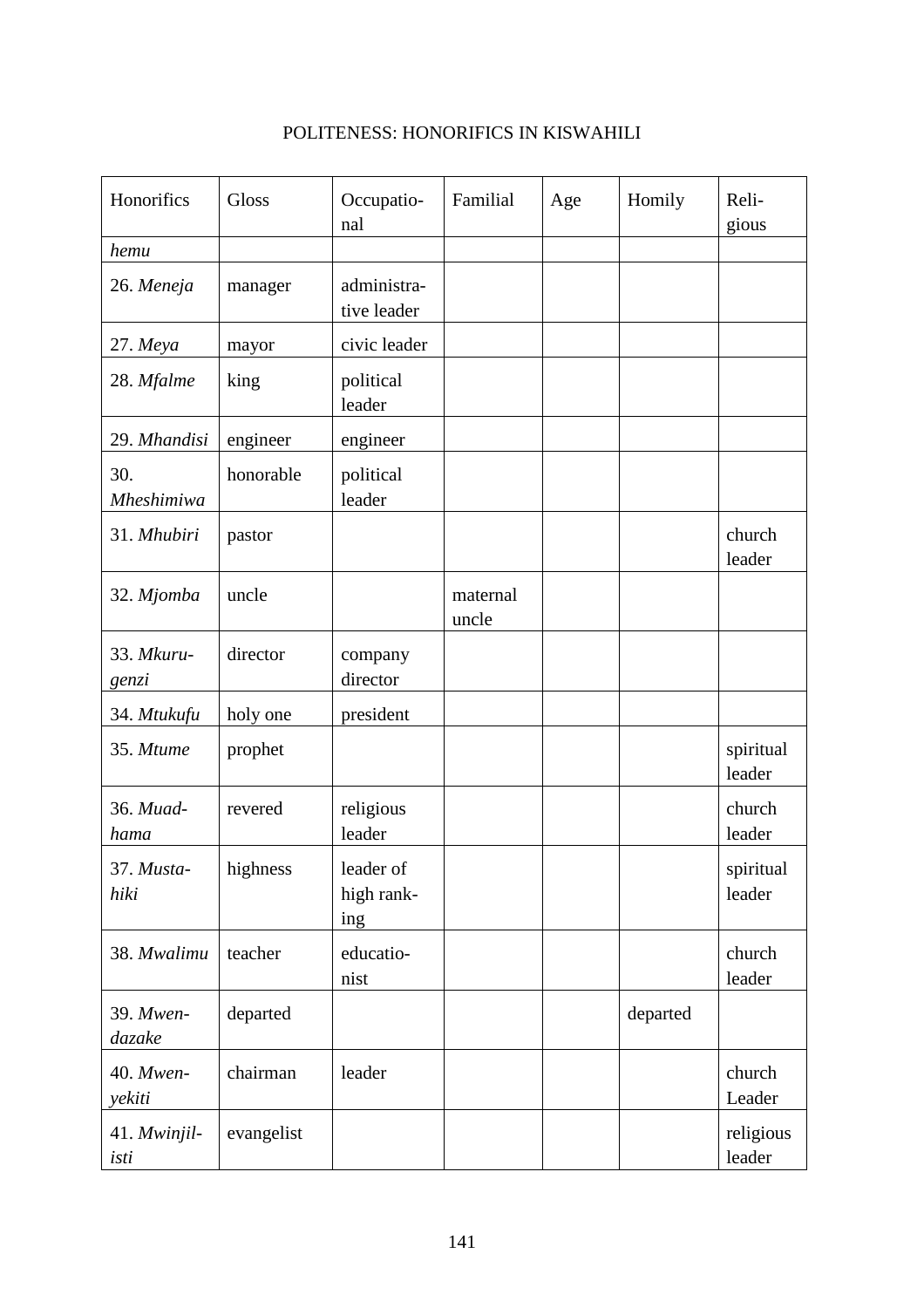| Honorifics | Gloss | Occupational | Familial | Age | Homily | Religious |
|---|---|---|---|---|---|---|
| *hemu* | | | | | | |
| 26. *Meneja* | manager | administrative leader | | | | |
| 27. *Meya* | mayor | civic leader | | | | |
| 28. *Mfalme* | king | political leader | | | | |
| 29. *Mhandisi* | engineer | engineer | | | | |
| 30. *Mheshimiwa* | honorable | political leader | | | | |
| 31. *Mhubiri* | pastor | | | | | church leader |
| 32. *Mjomba* | uncle | | maternal uncle | | | |
| 33. *Mkurugenzi* | director | company director | | | | |
| 34. *Mtukufu* | holy one | president | | | | |
| 35. *Mtume* | prophet | | | | | spiritual leader |
| 36. *Muadhama* | revered | religious leader | | | | church leader |
| 37. *Mustahiki* | highness | leader of high ranking | | | | spiritual leader |
| 38. *Mwalimu* | teacher | educationist | | | | church leader |
| 39. *Mwendazake* | departed | | | | departed | |
| 40. *Mwenyekiti* | chairman | leader | | | | church Leader |
| 41. *Mwinjilisti* | evangelist | | | | | religious leader |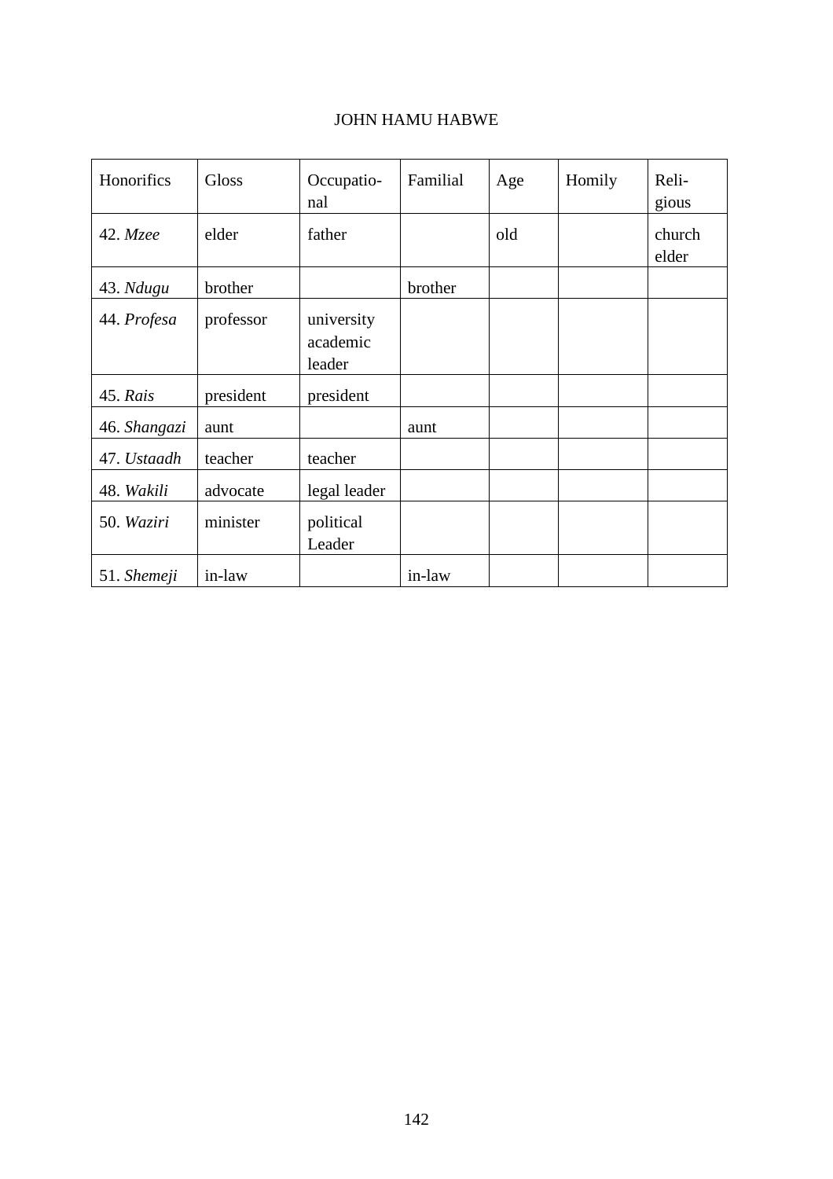| Honorifics | Gloss | Occupational | Familial | Age | Homily | Religious |
| --- | --- | --- | --- | --- | --- | --- |
| 42. *Mzee* | elder | father | | old | | church elder |
| 43. *Ndugu* | brother | | brother | | | |
| 44. *Profesa* | professor | university academic leader | | | | |
| 45. *Rais* | president | president | | | | |
| 46. *Shangazi* | aunt | | aunt | | | |
| 47. *Ustaadh* | teacher | teacher | | | | |
| 48. *Wakili* | advocate | legal leader | | | | |
| 50. *Waziri* | minister | political Leader | | | | |
| 51. *Shemeji* | in-law | | in-law | | | |